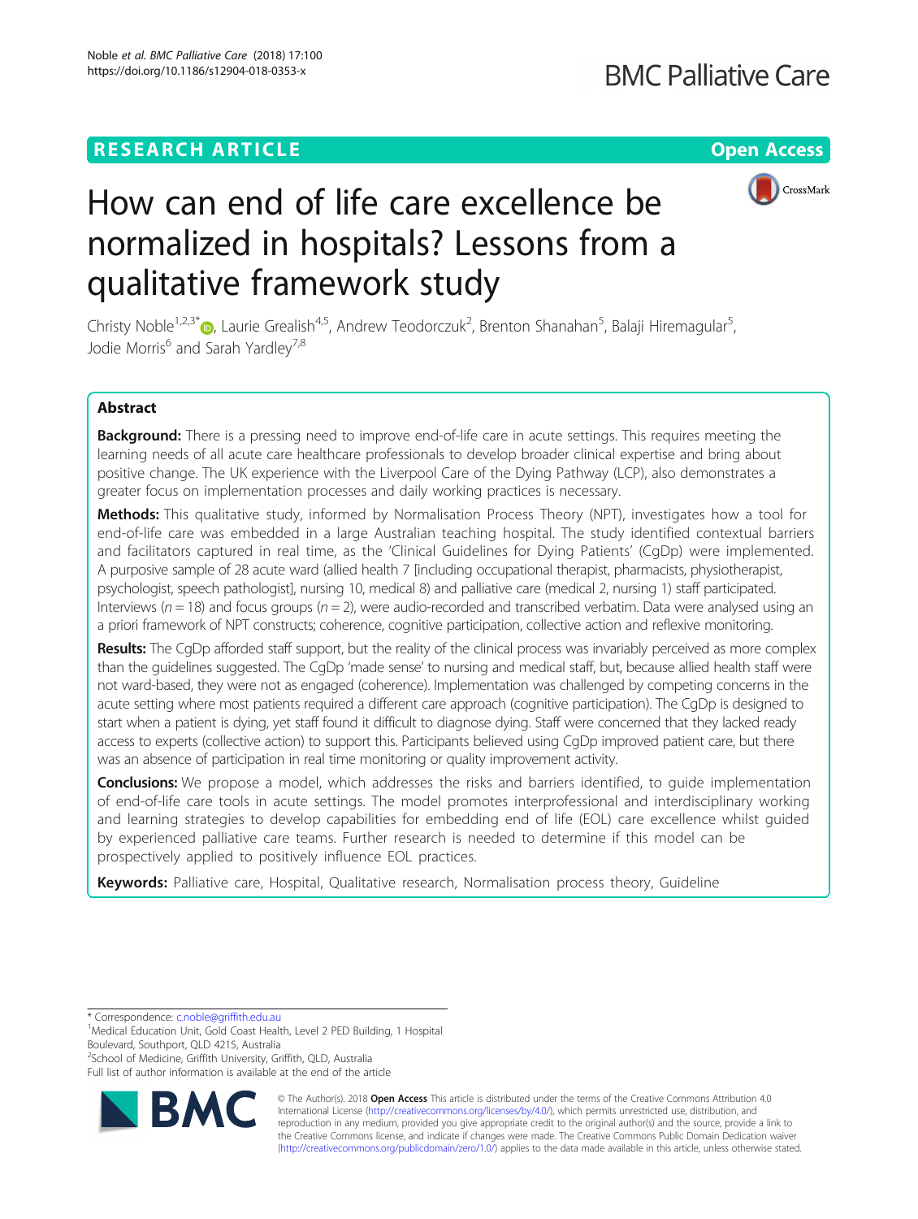RESEARCH ARTICLE

Open Access

# How can end of life care excellence be normalized in hospitals? Lessons from a qualitative framework study

Christy Noble[1,2,3*], Laurie Grealish[4,5], Andrew Teodorczuk[2], Brenton Shanahan[5], Balaji Hiremagular[5], Jodie Morris[6] and Sarah Yardley[7,8]

## Abstract

**Background:** There is a pressing need to improve end-of-life care in acute settings. This requires meeting the learning needs of all acute care healthcare professionals to develop broader clinical expertise and bring about positive change. The UK experience with the Liverpool Care of the Dying Pathway (LCP), also demonstrates a greater focus on implementation processes and daily working practices is necessary.

**Methods:** This qualitative study, informed by Normalisation Process Theory (NPT), investigates how a tool for end-of-life care was embedded in a large Australian teaching hospital. The study identified contextual barriers and facilitators captured in real time, as the 'Clinical Guidelines for Dying Patients' (CgDp) were implemented. A purposive sample of 28 acute ward (allied health 7 [including occupational therapist, pharmacists, physiotherapist, psychologist, speech pathologist], nursing 10, medical 8) and palliative care (medical 2, nursing 1) staff participated. Interviews ($n = 18$) and focus groups ($n = 2$), were audio-recorded and transcribed verbatim. Data were analysed using an a priori framework of NPT constructs; coherence, cognitive participation, collective action and reflexive monitoring.

**Results:** The CgDp afforded staff support, but the reality of the clinical process was invariably perceived as more complex than the guidelines suggested. The CgDp 'made sense' to nursing and medical staff, but, because allied health staff were not ward-based, they were not as engaged (coherence). Implementation was challenged by competing concerns in the acute setting where most patients required a different care approach (cognitive participation). The CgDp is designed to start when a patient is dying, yet staff found it difficult to diagnose dying. Staff were concerned that they lacked ready access to experts (collective action) to support this. Participants believed using CgDp improved patient care, but there was an absence of participation in real time monitoring or quality improvement activity.

**Conclusions:** We propose a model, which addresses the risks and barriers identified, to guide implementation of end-of-life care tools in acute settings. The model promotes interprofessional and interdisciplinary working and learning strategies to develop capabilities for embedding end of life (EOL) care excellence whilst guided by experienced palliative care teams. Further research is needed to determine if this model can be prospectively applied to positively influence EOL practices.

**Keywords:** Palliative care, Hospital, Qualitative research, Normalisation process theory, Guideline

---

* Correspondence: c.noble@griffith.edu.au
[1]Medical Education Unit, Gold Coast Health, Level 2 PED Building, 1 Hospital Boulevard, Southport, QLD 4215, Australia
[2]School of Medicine, Griffith University, Griffith, QLD, Australia
Full list of author information is available at the end of the article

© The Author(s). 2018 **Open Access** This article is distributed under the terms of the Creative Commons Attribution 4.0 International License (http://creativecommons.org/licenses/by/4.0/), which permits unrestricted use, distribution, and reproduction in any medium, provided you give appropriate credit to the original author(s) and the source, provide a link to the Creative Commons license, and indicate if changes were made. The Creative Commons Public Domain Dedication waiver (http://creativecommons.org/publicdomain/zero/1.0/) applies to the data made available in this article, unless otherwise stated.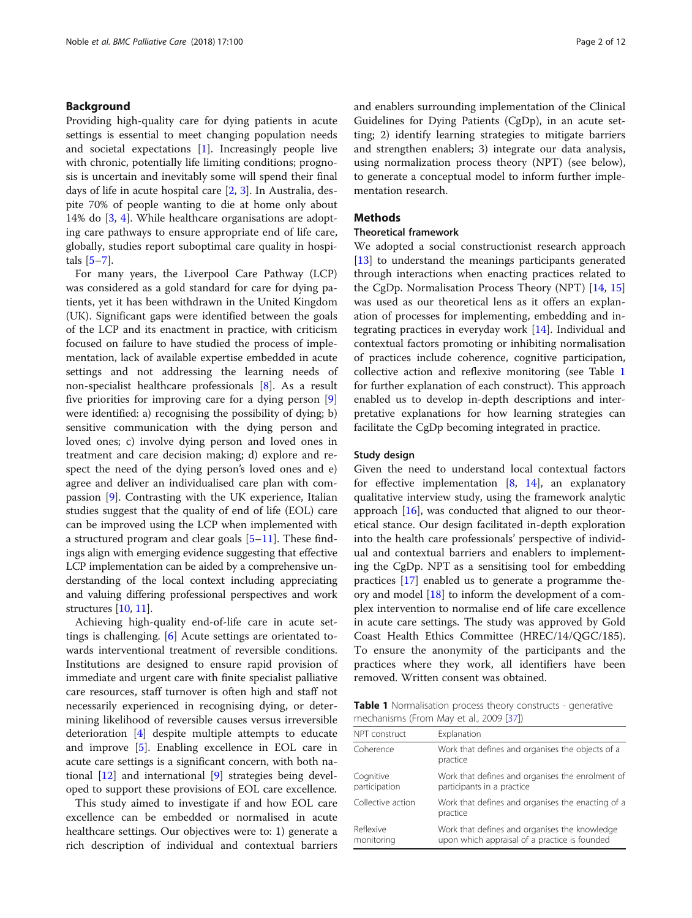## Background

Providing high-quality care for dying patients in acute settings is essential to meet changing population needs and societal expectations [1]. Increasingly people live with chronic, potentially life limiting conditions; prognosis is uncertain and inevitably some will spend their final days of life in acute hospital care [2, 3]. In Australia, despite 70% of people wanting to die at home only about 14% do [3, 4]. While healthcare organisations are adopting care pathways to ensure appropriate end of life care, globally, studies report suboptimal care quality in hospitals [5–7].

For many years, the Liverpool Care Pathway (LCP) was considered as a gold standard for care for dying patients, yet it has been withdrawn in the United Kingdom (UK). Significant gaps were identified between the goals of the LCP and its enactment in practice, with criticism focused on failure to have studied the process of implementation, lack of available expertise embedded in acute settings and not addressing the learning needs of non-specialist healthcare professionals [8]. As a result five priorities for improving care for a dying person [9] were identified: a) recognising the possibility of dying; b) sensitive communication with the dying person and loved ones; c) involve dying person and loved ones in treatment and care decision making; d) explore and respect the need of the dying person's loved ones and e) agree and deliver an individualised care plan with compassion [9]. Contrasting with the UK experience, Italian studies suggest that the quality of end of life (EOL) care can be improved using the LCP when implemented with a structured program and clear goals [5–11]. These findings align with emerging evidence suggesting that effective LCP implementation can be aided by a comprehensive understanding of the local context including appreciating and valuing differing professional perspectives and work structures [10, 11].

Achieving high-quality end-of-life care in acute settings is challenging. [6] Acute settings are orientated towards interventional treatment of reversible conditions. Institutions are designed to ensure rapid provision of immediate and urgent care with finite specialist palliative care resources, staff turnover is often high and staff not necessarily experienced in recognising dying, or determining likelihood of reversible causes versus irreversible deterioration [4] despite multiple attempts to educate and improve [5]. Enabling excellence in EOL care in acute care settings is a significant concern, with both national [12] and international [9] strategies being developed to support these provisions of EOL care excellence.

This study aimed to investigate if and how EOL care excellence can be embedded or normalised in acute healthcare settings. Our objectives were to: 1) generate a rich description of individual and contextual barriers and enablers surrounding implementation of the Clinical Guidelines for Dying Patients (CgDp), in an acute setting; 2) identify learning strategies to mitigate barriers and strengthen enablers; 3) integrate our data analysis, using normalization process theory (NPT) (see below), to generate a conceptual model to inform further implementation research.

## Methods

### Theoretical framework

We adopted a social constructionist research approach [13] to understand the meanings participants generated through interactions when enacting practices related to the CgDp. Normalisation Process Theory (NPT) [14, 15] was used as our theoretical lens as it offers an explanation of processes for implementing, embedding and integrating practices in everyday work [14]. Individual and contextual factors promoting or inhibiting normalisation of practices include coherence, cognitive participation, collective action and reflexive monitoring (see Table 1 for further explanation of each construct). This approach enabled us to develop in-depth descriptions and interpretative explanations for how learning strategies can facilitate the CgDp becoming integrated in practice.

### Study design

Given the need to understand local contextual factors for effective implementation [8, 14], an explanatory qualitative interview study, using the framework analytic approach [16], was conducted that aligned to our theoretical stance. Our design facilitated in-depth exploration into the health care professionals' perspective of individual and contextual barriers and enablers to implementing the CgDp. NPT as a sensitising tool for embedding practices [17] enabled us to generate a programme theory and model [18] to inform the development of a complex intervention to normalise end of life care excellence in acute care settings. The study was approved by Gold Coast Health Ethics Committee (HREC/14/QGC/185). To ensure the anonymity of the participants and the practices where they work, all identifiers have been removed. Written consent was obtained.

**Table 1** Normalisation process theory constructs - generative mechanisms (From May et al., 2009 [37])

| NPT construct | Explanation |
| --- | --- |
| Coherence | Work that defines and organises the objects of a practice |
| Cognitive participation | Work that defines and organises the enrolment of participants in a practice |
| Collective action | Work that defines and organises the enacting of a practice |
| Reflexive monitoring | Work that defines and organises the knowledge upon which appraisal of a practice is founded |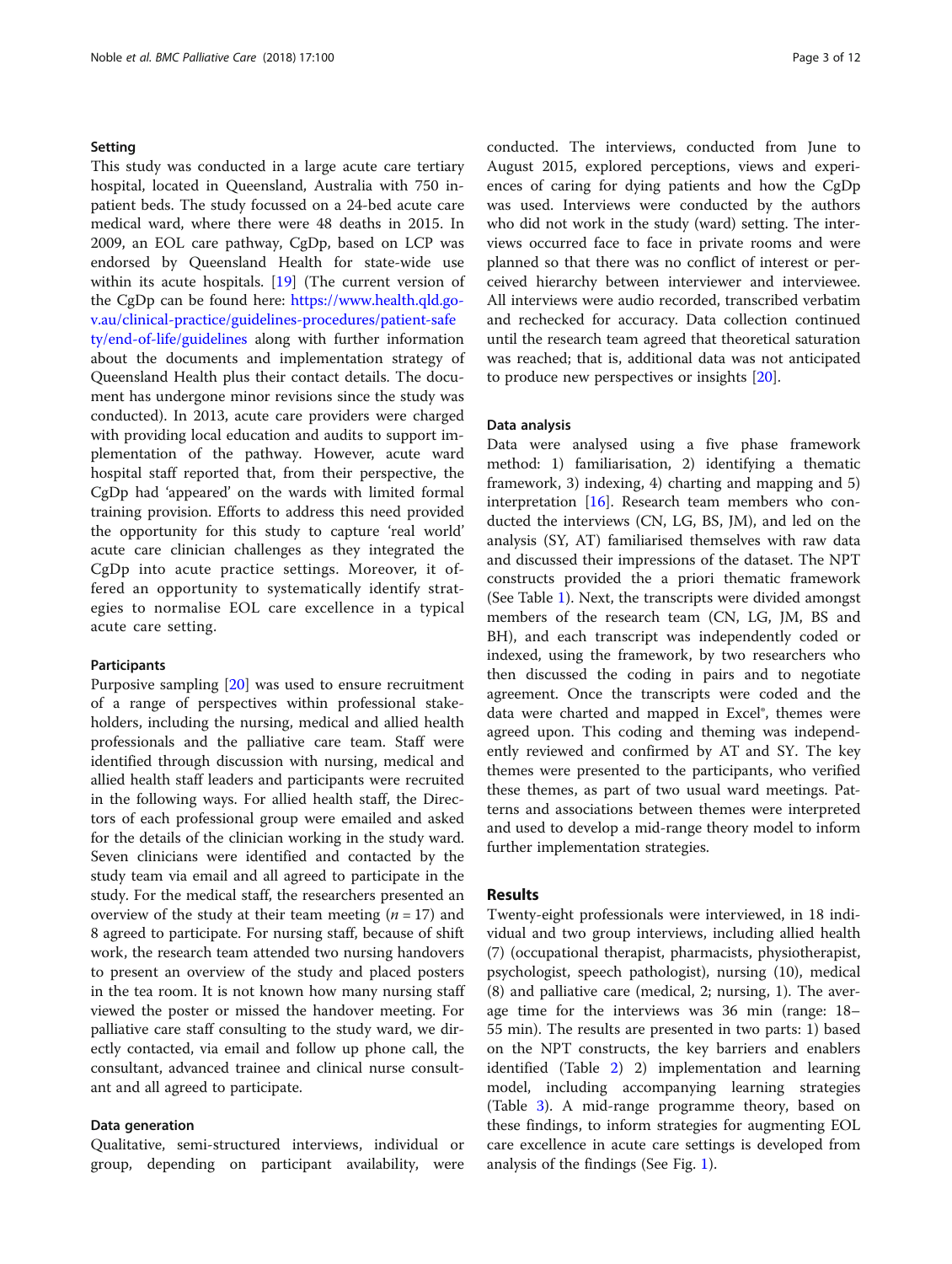### Setting

This study was conducted in a large acute care tertiary hospital, located in Queensland, Australia with 750 inpatient beds. The study focussed on a 24-bed acute care medical ward, where there were 48 deaths in 2015. In 2009, an EOL care pathway, CgDp, based on LCP was endorsed by Queensland Health for state-wide use within its acute hospitals. [19] (The current version of the CgDp can be found here: https://www.health.qld.gov.au/clinical-practice/guidelines-procedures/patient-safety/end-of-life/guidelines along with further information about the documents and implementation strategy of Queensland Health plus their contact details. The document has undergone minor revisions since the study was conducted). In 2013, acute care providers were charged with providing local education and audits to support implementation of the pathway. However, acute ward hospital staff reported that, from their perspective, the CgDp had 'appeared' on the wards with limited formal training provision. Efforts to address this need provided the opportunity for this study to capture 'real world' acute care clinician challenges as they integrated the CgDp into acute practice settings. Moreover, it offered an opportunity to systematically identify strategies to normalise EOL care excellence in a typical acute care setting.

### Participants

Purposive sampling [20] was used to ensure recruitment of a range of perspectives within professional stakeholders, including the nursing, medical and allied health professionals and the palliative care team. Staff were identified through discussion with nursing, medical and allied health staff leaders and participants were recruited in the following ways. For allied health staff, the Directors of each professional group were emailed and asked for the details of the clinician working in the study ward. Seven clinicians were identified and contacted by the study team via email and all agreed to participate in the study. For the medical staff, the researchers presented an overview of the study at their team meeting ($n = 17$) and 8 agreed to participate. For nursing staff, because of shift work, the research team attended two nursing handovers to present an overview of the study and placed posters in the tea room. It is not known how many nursing staff viewed the poster or missed the handover meeting. For palliative care staff consulting to the study ward, we directly contacted, via email and follow up phone call, the consultant, advanced trainee and clinical nurse consultant and all agreed to participate.

### Data generation

Qualitative, semi-structured interviews, individual or group, depending on participant availability, were conducted. The interviews, conducted from June to August 2015, explored perceptions, views and experiences of caring for dying patients and how the CgDp was used. Interviews were conducted by the authors who did not work in the study (ward) setting. The interviews occurred face to face in private rooms and were planned so that there was no conflict of interest or perceived hierarchy between interviewer and interviewee. All interviews were audio recorded, transcribed verbatim and rechecked for accuracy. Data collection continued until the research team agreed that theoretical saturation was reached; that is, additional data was not anticipated to produce new perspectives or insights [20].

### Data analysis

Data were analysed using a five phase framework method: 1) familiarisation, 2) identifying a thematic framework, 3) indexing, 4) charting and mapping and 5) interpretation [16]. Research team members who conducted the interviews (CN, LG, BS, JM), and led on the analysis (SY, AT) familiarised themselves with raw data and discussed their impressions of the dataset. The NPT constructs provided the a priori thematic framework (See Table 1). Next, the transcripts were divided amongst members of the research team (CN, LG, JM, BS and BH), and each transcript was independently coded or indexed, using the framework, by two researchers who then discussed the coding in pairs and to negotiate agreement. Once the transcripts were coded and the data were charted and mapped in Excel®, themes were agreed upon. This coding and theming was independently reviewed and confirmed by AT and SY. The key themes were presented to the participants, who verified these themes, as part of two usual ward meetings. Patterns and associations between themes were interpreted and used to develop a mid-range theory model to inform further implementation strategies.

## Results

Twenty-eight professionals were interviewed, in 18 individual and two group interviews, including allied health (7) (occupational therapist, pharmacists, physiotherapist, psychologist, speech pathologist), nursing (10), medical (8) and palliative care (medical, 2; nursing, 1). The average time for the interviews was 36 min (range: 18–55 min). The results are presented in two parts: 1) based on the NPT constructs, the key barriers and enablers identified (Table 2) 2) implementation and learning model, including accompanying learning strategies (Table 3). A mid-range programme theory, based on these findings, to inform strategies for augmenting EOL care excellence in acute care settings is developed from analysis of the findings (See Fig. 1).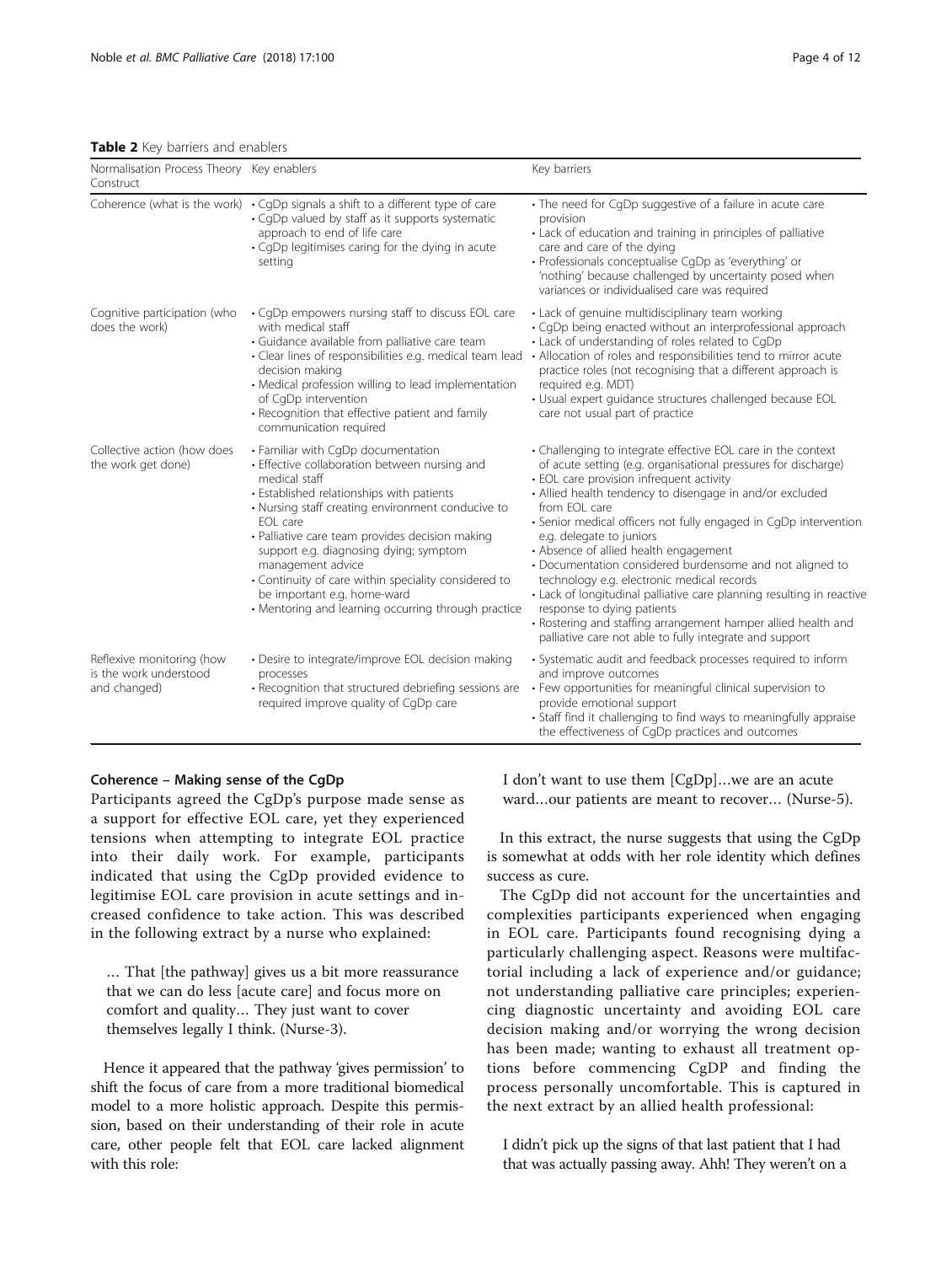**Table 2** Key barriers and enablers

| Normalisation Process Theory Construct | Key enablers | Key barriers |
| --- | --- | --- |
| Coherence (what is the work) | • CgDp signals a shift to a different type of care<br>• CgDp valued by staff as it supports systematic approach to end of life care<br>• CgDp legitimises caring for the dying in acute setting | • The need for CgDp suggestive of a failure in acute care provision<br>• Lack of education and training in principles of palliative care and care of the dying<br>• Professionals conceptualise CgDp as 'everything' or 'nothing' because challenged by uncertainty posed when variances or individualised care was required |
| Cognitive participation (who does the work) | • CgDp empowers nursing staff to discuss EOL care with medical staff<br>• Guidance available from palliative care team<br>• Clear lines of responsibilities e.g. medical team lead decision making<br>• Medical profession willing to lead implementation of CgDp intervention<br>• Recognition that effective patient and family communication required | • Lack of genuine multidisciplinary team working<br>• CgDp being enacted without an interprofessional approach<br>• Lack of understanding of roles related to CgDp<br>• Allocation of roles and responsibilities tend to mirror acute practice roles (not recognising that a different approach is required e.g. MDT)<br>• Usual expert guidance structures challenged because EOL care not usual part of practice |
| Collective action (how does the work get done) | • Familiar with CgDp documentation<br>• Effective collaboration between nursing and medical staff<br>• Established relationships with patients<br>• Nursing staff creating environment conducive to EOL care<br>• Palliative care team provides decision making support e.g. diagnosing dying; symptom management advice<br>• Continuity of care within speciality considered to be important e.g. home-ward<br>• Mentoring and learning occurring through practice | • Challenging to integrate effective EOL care in the context of acute setting (e.g. organisational pressures for discharge)<br>• EOL care provision infrequent activity<br>• Allied health tendency to disengage in and/or excluded from EOL care<br>• Senior medical officers not fully engaged in CgDp intervention e.g. delegate to juniors<br>• Absence of allied health engagement<br>• Documentation considered burdensome and not aligned to technology e.g. electronic medical records<br>• Lack of longitudinal palliative care planning resulting in reactive response to dying patients<br>• Rostering and staffing arrangement hamper allied health and palliative care not able to fully integrate and support |
| Reflexive monitoring (how is the work understood and changed) | • Desire to integrate/improve EOL decision making processes<br>• Recognition that structured debriefing sessions are required improve quality of CgDp care | • Systematic audit and feedback processes required to inform and improve outcomes<br>• Few opportunities for meaningful clinical supervision to provide emotional support<br>• Staff find it challenging to find ways to meaningfully appraise the effectiveness of CgDp practices and outcomes |

#### Coherence – Making sense of the CgDp

Participants agreed the CgDp's purpose made sense as a support for effective EOL care, yet they experienced tensions when attempting to integrate EOL practice into their daily work. For example, participants indicated that using the CgDp provided evidence to legitimise EOL care provision in acute settings and increased confidence to take action. This was described in the following extract by a nurse who explained:

> … That [the pathway] gives us a bit more reassurance that we can do less [acute care] and focus more on comfort and quality… They just want to cover themselves legally I think. (Nurse-3).

Hence it appeared that the pathway 'gives permission' to shift the focus of care from a more traditional biomedical model to a more holistic approach. Despite this permission, based on their understanding of their role in acute care, other people felt that EOL care lacked alignment with this role:

> I don't want to use them [CgDp]…we are an acute ward…our patients are meant to recover… (Nurse-5).

In this extract, the nurse suggests that using the CgDp is somewhat at odds with her role identity which defines success as cure.

The CgDp did not account for the uncertainties and complexities participants experienced when engaging in EOL care. Participants found recognising dying a particularly challenging aspect. Reasons were multifactorial including a lack of experience and/or guidance; not understanding palliative care principles; experiencing diagnostic uncertainty and avoiding EOL care decision making and/or worrying the wrong decision has been made; wanting to exhaust all treatment options before commencing CgDP and finding the process personally uncomfortable. This is captured in the next extract by an allied health professional:

> I didn't pick up the signs of that last patient that I had that was actually passing away. Ahh! They weren't on a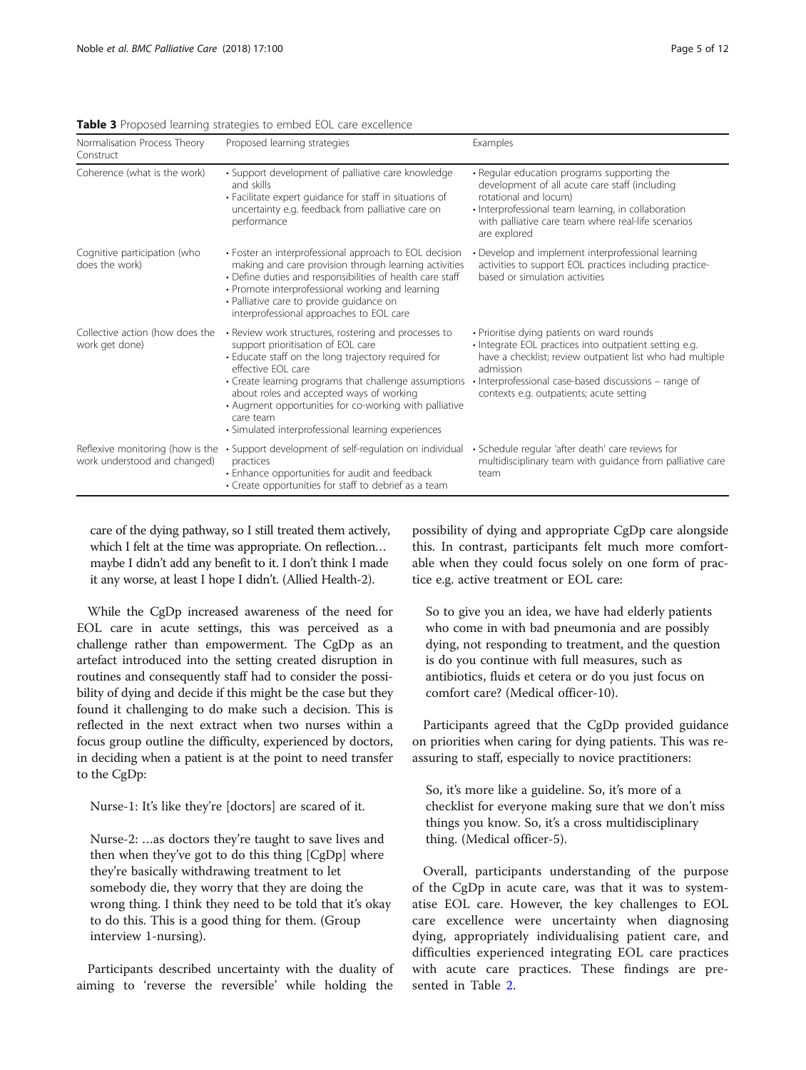**Table 3** Proposed learning strategies to embed EOL care excellence

| Normalisation Process Theory Construct | Proposed learning strategies | Examples |
| --- | --- | --- |
| Coherence (what is the work) | • Support development of palliative care knowledge and skills<br>• Facilitate expert guidance for staff in situations of uncertainty e.g. feedback from palliative care on performance | • Regular education programs supporting the development of all acute care staff (including rotational and locum)<br>• Interprofessional team learning, in collaboration with palliative care team where real-life scenarios are explored |
| Cognitive participation (who does the work) | • Foster an interprofessional approach to EOL decision making and care provision through learning activities<br>• Define duties and responsibilities of health care staff<br>• Promote interprofessional working and learning<br>• Palliative care to provide guidance on interprofessional approaches to EOL care | • Develop and implement interprofessional learning activities to support EOL practices including practice-based or simulation activities |
| Collective action (how does the work get done) | • Review work structures, rostering and processes to support prioritisation of EOL care<br>• Educate staff on the long trajectory required for effective EOL care<br>• Create learning programs that challenge assumptions about roles and accepted ways of working<br>• Augment opportunities for co-working with palliative care team<br>• Simulated interprofessional learning experiences | • Prioritise dying patients on ward rounds<br>• Integrate EOL practices into outpatient setting e.g. have a checklist; review outpatient list who had multiple admission<br>• Interprofessional case-based discussions – range of contexts e.g. outpatients; acute setting |
| Reflexive monitoring (how is the work understood and changed) | • Support development of self-regulation on individual practices<br>• Enhance opportunities for audit and feedback<br>• Create opportunities for staff to debrief as a team | • Schedule regular 'after death' care reviews for multidisciplinary team with guidance from palliative care team |

care of the dying pathway, so I still treated them actively, which I felt at the time was appropriate. On reflection… maybe I didn't add any benefit to it. I don't think I made it any worse, at least I hope I didn't. (Allied Health-2).

While the CgDp increased awareness of the need for EOL care in acute settings, this was perceived as a challenge rather than empowerment. The CgDp as an artefact introduced into the setting created disruption in routines and consequently staff had to consider the possibility of dying and decide if this might be the case but they found it challenging to do make such a decision. This is reflected in the next extract when two nurses within a focus group outline the difficulty, experienced by doctors, in deciding when a patient is at the point to need transfer to the CgDp:

> Nurse-1: It's like they're [doctors] are scared of it.
>
> Nurse-2: …as doctors they're taught to save lives and then when they've got to do this thing [CgDp] where they're basically withdrawing treatment to let somebody die, they worry that they are doing the wrong thing. I think they need to be told that it's okay to do this. This is a good thing for them. (Group interview 1-nursing).

Participants described uncertainty with the duality of aiming to 'reverse the reversible' while holding the possibility of dying and appropriate CgDp care alongside this. In contrast, participants felt much more comfortable when they could focus solely on one form of practice e.g. active treatment or EOL care:

> So to give you an idea, we have had elderly patients who come in with bad pneumonia and are possibly dying, not responding to treatment, and the question is do you continue with full measures, such as antibiotics, fluids et cetera or do you just focus on comfort care? (Medical officer-10).

Participants agreed that the CgDp provided guidance on priorities when caring for dying patients. This was reassuring to staff, especially to novice practitioners:

> So, it's more like a guideline. So, it's more of a checklist for everyone making sure that we don't miss things you know. So, it's a cross multidisciplinary thing. (Medical officer-5).

Overall, participants understanding of the purpose of the CgDp in acute care, was that it was to systematise EOL care. However, the key challenges to EOL care excellence were uncertainty when diagnosing dying, appropriately individualising patient care, and difficulties experienced integrating EOL care practices with acute care practices. These findings are presented in Table 2.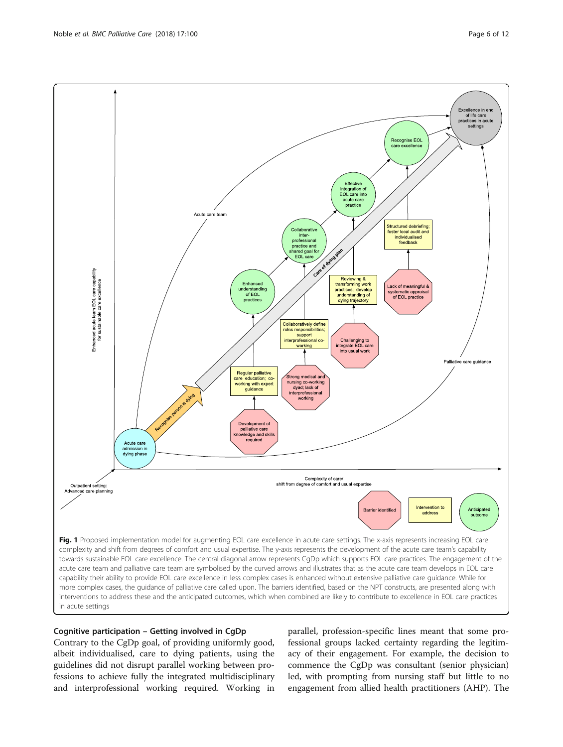**Fig. 1** Proposed implementation model for augmenting EOL care excellence in acute care settings. The x-axis represents increasing EOL care complexity and shift from degrees of comfort and usual expertise. The y-axis represents the development of the acute care team's capability towards sustainable EOL care excellence. The central diagonal arrow represents CgDp which supports EOL care practices. The engagement of the acute care team and palliative care team are symbolised by the curved arrows and illustrates that as the acute care team develops in EOL care capability their ability to provide EOL care excellence in less complex cases is enhanced without extensive palliative care guidance. While for more complex cases, the guidance of palliative care called upon. The barriers identified, based on the NPT constructs, are presented along with interventions to address these and the anticipated outcomes, which when combined are likely to contribute to excellence in EOL care practices in acute settings

### Cognitive participation – Getting involved in CgDp

Contrary to the CgDp goal, of providing uniformly good, albeit individualised, care to dying patients, using the guidelines did not disrupt parallel working between professions to achieve fully the integrated multidisciplinary and interprofessional working required. Working in parallel, profession-specific lines meant that some professional groups lacked certainty regarding the legitimacy of their engagement. For example, the decision to commence the CgDp was consultant (senior physician) led, with prompting from nursing staff but little to no engagement from allied health practitioners (AHP). The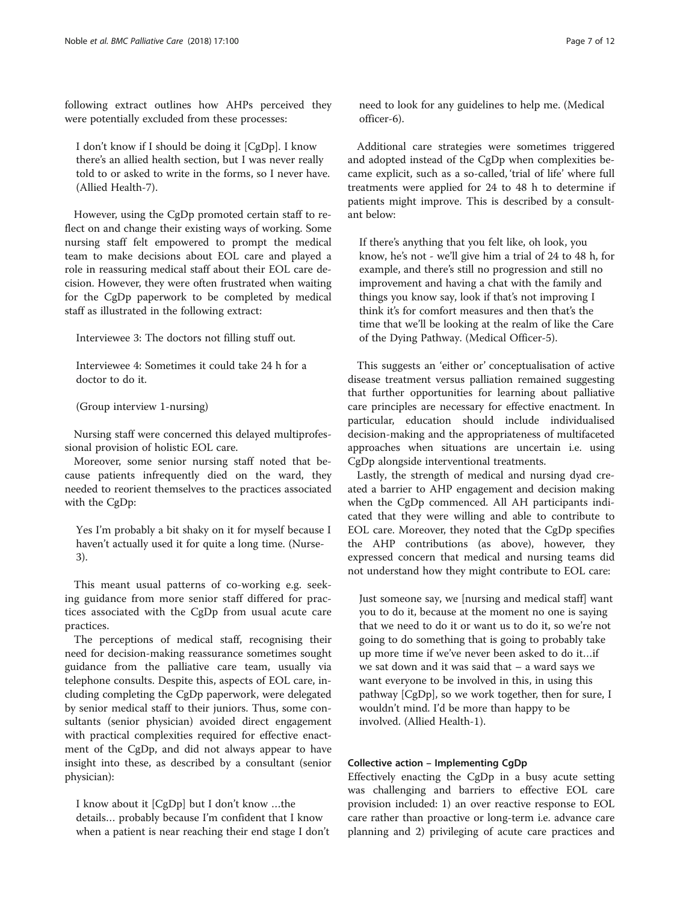following extract outlines how AHPs perceived they were potentially excluded from these processes:

> I don't know if I should be doing it [CgDp]. I know there's an allied health section, but I was never really told to or asked to write in the forms, so I never have. (Allied Health-7).

However, using the CgDp promoted certain staff to reflect on and change their existing ways of working. Some nursing staff felt empowered to prompt the medical team to make decisions about EOL care and played a role in reassuring medical staff about their EOL care decision. However, they were often frustrated when waiting for the CgDp paperwork to be completed by medical staff as illustrated in the following extract:

> Interviewee 3: The doctors not filling stuff out.
>
> Interviewee 4: Sometimes it could take 24 h for a doctor to do it.
>
> (Group interview 1-nursing)

Nursing staff were concerned this delayed multiprofessional provision of holistic EOL care.

Moreover, some senior nursing staff noted that because patients infrequently died on the ward, they needed to reorient themselves to the practices associated with the CgDp:

> Yes I'm probably a bit shaky on it for myself because I haven't actually used it for quite a long time. (Nurse-3).

This meant usual patterns of co-working e.g. seeking guidance from more senior staff differed for practices associated with the CgDp from usual acute care practices.

The perceptions of medical staff, recognising their need for decision-making reassurance sometimes sought guidance from the palliative care team, usually via telephone consults. Despite this, aspects of EOL care, including completing the CgDp paperwork, were delegated by senior medical staff to their juniors. Thus, some consultants (senior physician) avoided direct engagement with practical complexities required for effective enactment of the CgDp, and did not always appear to have insight into these, as described by a consultant (senior physician):

> I know about it [CgDp] but I don't know …the details… probably because I'm confident that I know when a patient is near reaching their end stage I don't need to look for any guidelines to help me. (Medical officer-6).

Additional care strategies were sometimes triggered and adopted instead of the CgDp when complexities became explicit, such as a so-called, 'trial of life' where full treatments were applied for 24 to 48 h to determine if patients might improve. This is described by a consultant below:

> If there's anything that you felt like, oh look, you know, he's not - we'll give him a trial of 24 to 48 h, for example, and there's still no progression and still no improvement and having a chat with the family and things you know say, look if that's not improving I think it's for comfort measures and then that's the time that we'll be looking at the realm of like the Care of the Dying Pathway. (Medical Officer-5).

This suggests an 'either or' conceptualisation of active disease treatment versus palliation remained suggesting that further opportunities for learning about palliative care principles are necessary for effective enactment. In particular, education should include individualised decision-making and the appropriateness of multifaceted approaches when situations are uncertain i.e. using CgDp alongside interventional treatments.

Lastly, the strength of medical and nursing dyad created a barrier to AHP engagement and decision making when the CgDp commenced. All AH participants indicated that they were willing and able to contribute to EOL care. Moreover, they noted that the CgDp specifies the AHP contributions (as above), however, they expressed concern that medical and nursing teams did not understand how they might contribute to EOL care:

> Just someone say, we [nursing and medical staff] want you to do it, because at the moment no one is saying that we need to do it or want us to do it, so we're not going to do something that is going to probably take up more time if we've never been asked to do it…if we sat down and it was said that – a ward says we want everyone to be involved in this, in using this pathway [CgDp], so we work together, then for sure, I wouldn't mind. I'd be more than happy to be involved. (Allied Health-1).

### Collective action – Implementing CgDp

Effectively enacting the CgDp in a busy acute setting was challenging and barriers to effective EOL care provision included: 1) an over reactive response to EOL care rather than proactive or long-term i.e. advance care planning and 2) privileging of acute care practices and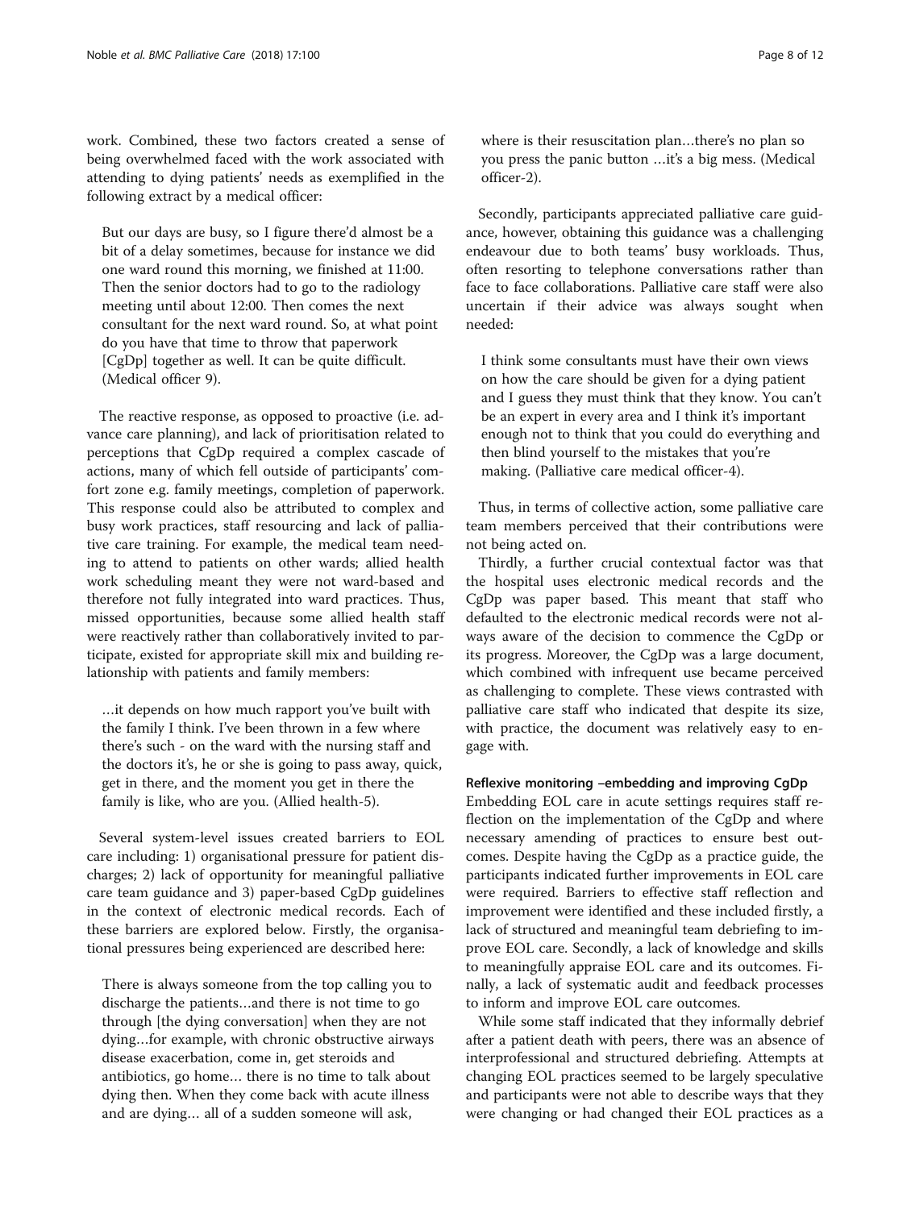work. Combined, these two factors created a sense of being overwhelmed faced with the work associated with attending to dying patients' needs as exemplified in the following extract by a medical officer:

> But our days are busy, so I figure there'd almost be a bit of a delay sometimes, because for instance we did one ward round this morning, we finished at 11:00. Then the senior doctors had to go to the radiology meeting until about 12:00. Then comes the next consultant for the next ward round. So, at what point do you have that time to throw that paperwork [CgDp] together as well. It can be quite difficult. (Medical officer 9).

The reactive response, as opposed to proactive (i.e. advance care planning), and lack of prioritisation related to perceptions that CgDp required a complex cascade of actions, many of which fell outside of participants' comfort zone e.g. family meetings, completion of paperwork. This response could also be attributed to complex and busy work practices, staff resourcing and lack of palliative care training. For example, the medical team needing to attend to patients on other wards; allied health work scheduling meant they were not ward-based and therefore not fully integrated into ward practices. Thus, missed opportunities, because some allied health staff were reactively rather than collaboratively invited to participate, existed for appropriate skill mix and building relationship with patients and family members:

> …it depends on how much rapport you've built with the family I think. I've been thrown in a few where there's such - on the ward with the nursing staff and the doctors it's, he or she is going to pass away, quick, get in there, and the moment you get in there the family is like, who are you. (Allied health-5).

Several system-level issues created barriers to EOL care including: 1) organisational pressure for patient discharges; 2) lack of opportunity for meaningful palliative care team guidance and 3) paper-based CgDp guidelines in the context of electronic medical records. Each of these barriers are explored below. Firstly, the organisational pressures being experienced are described here:

> There is always someone from the top calling you to discharge the patients…and there is not time to go through [the dying conversation] when they are not dying…for example, with chronic obstructive airways disease exacerbation, come in, get steroids and antibiotics, go home… there is no time to talk about dying then. When they come back with acute illness and are dying… all of a sudden someone will ask, where is their resuscitation plan…there's no plan so you press the panic button …it's a big mess. (Medical officer-2).

Secondly, participants appreciated palliative care guidance, however, obtaining this guidance was a challenging endeavour due to both teams' busy workloads. Thus, often resorting to telephone conversations rather than face to face collaborations. Palliative care staff were also uncertain if their advice was always sought when needed:

> I think some consultants must have their own views on how the care should be given for a dying patient and I guess they must think that they know. You can't be an expert in every area and I think it's important enough not to think that you could do everything and then blind yourself to the mistakes that you're making. (Palliative care medical officer-4).

Thus, in terms of collective action, some palliative care team members perceived that their contributions were not being acted on.

Thirdly, a further crucial contextual factor was that the hospital uses electronic medical records and the CgDp was paper based. This meant that staff who defaulted to the electronic medical records were not always aware of the decision to commence the CgDp or its progress. Moreover, the CgDp was a large document, which combined with infrequent use became perceived as challenging to complete. These views contrasted with palliative care staff who indicated that despite its size, with practice, the document was relatively easy to engage with.

#### Reflexive monitoring –embedding and improving CgDp

Embedding EOL care in acute settings requires staff reflection on the implementation of the CgDp and where necessary amending of practices to ensure best outcomes. Despite having the CgDp as a practice guide, the participants indicated further improvements in EOL care were required. Barriers to effective staff reflection and improvement were identified and these included firstly, a lack of structured and meaningful team debriefing to improve EOL care. Secondly, a lack of knowledge and skills to meaningfully appraise EOL care and its outcomes. Finally, a lack of systematic audit and feedback processes to inform and improve EOL care outcomes.

While some staff indicated that they informally debrief after a patient death with peers, there was an absence of interprofessional and structured debriefing. Attempts at changing EOL practices seemed to be largely speculative and participants were not able to describe ways that they were changing or had changed their EOL practices as a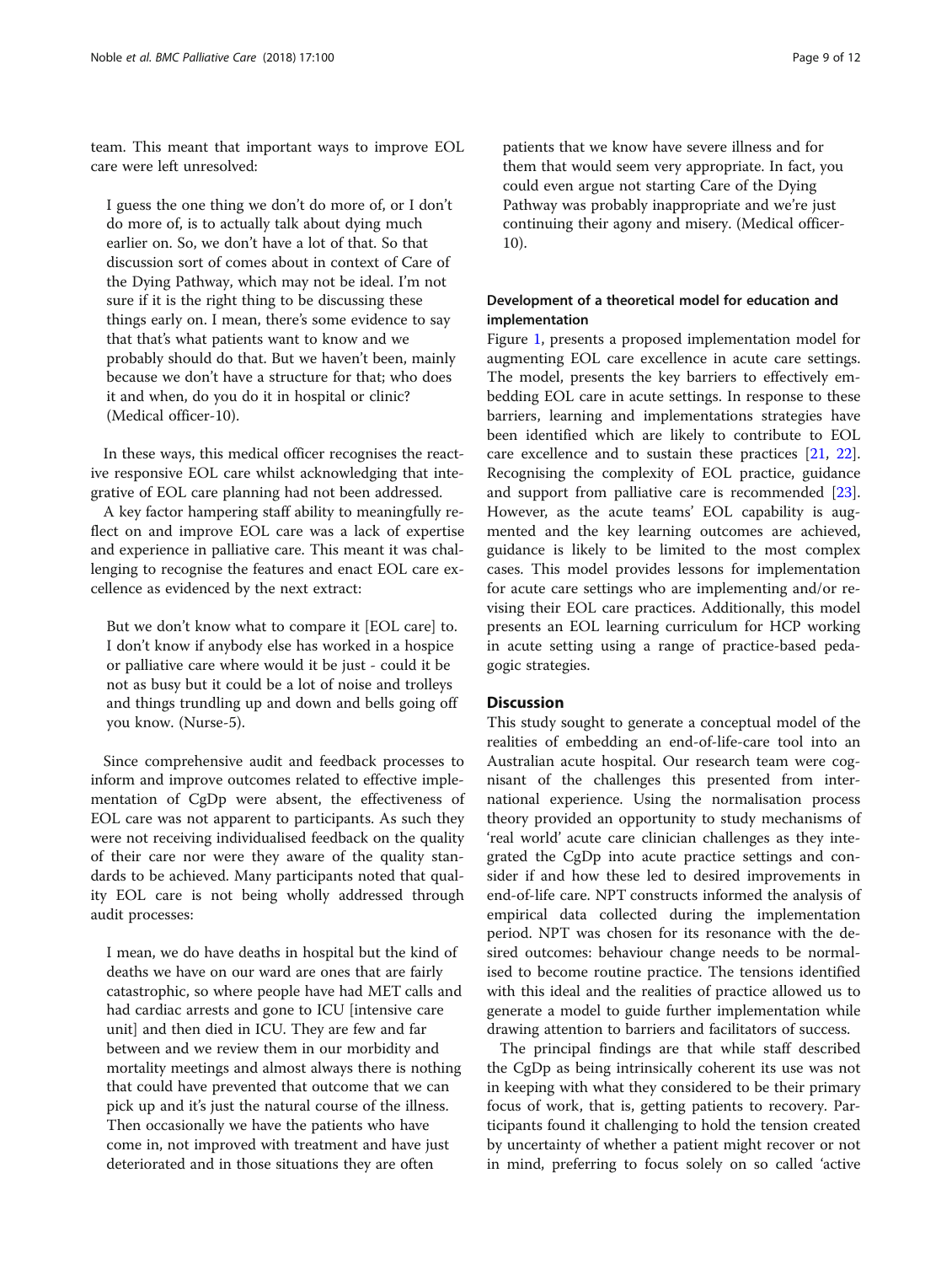team. This meant that important ways to improve EOL care were left unresolved:

> I guess the one thing we don't do more of, or I don't do more of, is to actually talk about dying much earlier on. So, we don't have a lot of that. So that discussion sort of comes about in context of Care of the Dying Pathway, which may not be ideal. I'm not sure if it is the right thing to be discussing these things early on. I mean, there's some evidence to say that that's what patients want to know and we probably should do that. But we haven't been, mainly because we don't have a structure for that; who does it and when, do you do it in hospital or clinic? (Medical officer-10).

In these ways, this medical officer recognises the reactive responsive EOL care whilst acknowledging that integrative of EOL care planning had not been addressed.

A key factor hampering staff ability to meaningfully reflect on and improve EOL care was a lack of expertise and experience in palliative care. This meant it was challenging to recognise the features and enact EOL care excellence as evidenced by the next extract:

> But we don't know what to compare it [EOL care] to. I don't know if anybody else has worked in a hospice or palliative care where would it be just - could it be not as busy but it could be a lot of noise and trolleys and things trundling up and down and bells going off you know. (Nurse-5).

Since comprehensive audit and feedback processes to inform and improve outcomes related to effective implementation of CgDp were absent, the effectiveness of EOL care was not apparent to participants. As such they were not receiving individualised feedback on the quality of their care nor were they aware of the quality standards to be achieved. Many participants noted that quality EOL care is not being wholly addressed through audit processes:

> I mean, we do have deaths in hospital but the kind of deaths we have on our ward are ones that are fairly catastrophic, so where people have had MET calls and had cardiac arrests and gone to ICU [intensive care unit] and then died in ICU. They are few and far between and we review them in our morbidity and mortality meetings and almost always there is nothing that could have prevented that outcome that we can pick up and it's just the natural course of the illness. Then occasionally we have the patients who have come in, not improved with treatment and have just deteriorated and in those situations they are often patients that we know have severe illness and for them that would seem very appropriate. In fact, you could even argue not starting Care of the Dying Pathway was probably inappropriate and we're just continuing their agony and misery. (Medical officer-10).

### Development of a theoretical model for education and implementation

Figure 1, presents a proposed implementation model for augmenting EOL care excellence in acute care settings. The model, presents the key barriers to effectively embedding EOL care in acute settings. In response to these barriers, learning and implementations strategies have been identified which are likely to contribute to EOL care excellence and to sustain these practices [21, 22]. Recognising the complexity of EOL practice, guidance and support from palliative care is recommended [23]. However, as the acute teams' EOL capability is augmented and the key learning outcomes are achieved, guidance is likely to be limited to the most complex cases. This model provides lessons for implementation for acute care settings who are implementing and/or revising their EOL care practices. Additionally, this model presents an EOL learning curriculum for HCP working in acute setting using a range of practice-based pedagogic strategies.

## Discussion

This study sought to generate a conceptual model of the realities of embedding an end-of-life-care tool into an Australian acute hospital. Our research team were cognisant of the challenges this presented from international experience. Using the normalisation process theory provided an opportunity to study mechanisms of 'real world' acute care clinician challenges as they integrated the CgDp into acute practice settings and consider if and how these led to desired improvements in end-of-life care. NPT constructs informed the analysis of empirical data collected during the implementation period. NPT was chosen for its resonance with the desired outcomes: behaviour change needs to be normalised to become routine practice. The tensions identified with this ideal and the realities of practice allowed us to generate a model to guide further implementation while drawing attention to barriers and facilitators of success.

The principal findings are that while staff described the CgDp as being intrinsically coherent its use was not in keeping with what they considered to be their primary focus of work, that is, getting patients to recovery. Participants found it challenging to hold the tension created by uncertainty of whether a patient might recover or not in mind, preferring to focus solely on so called 'active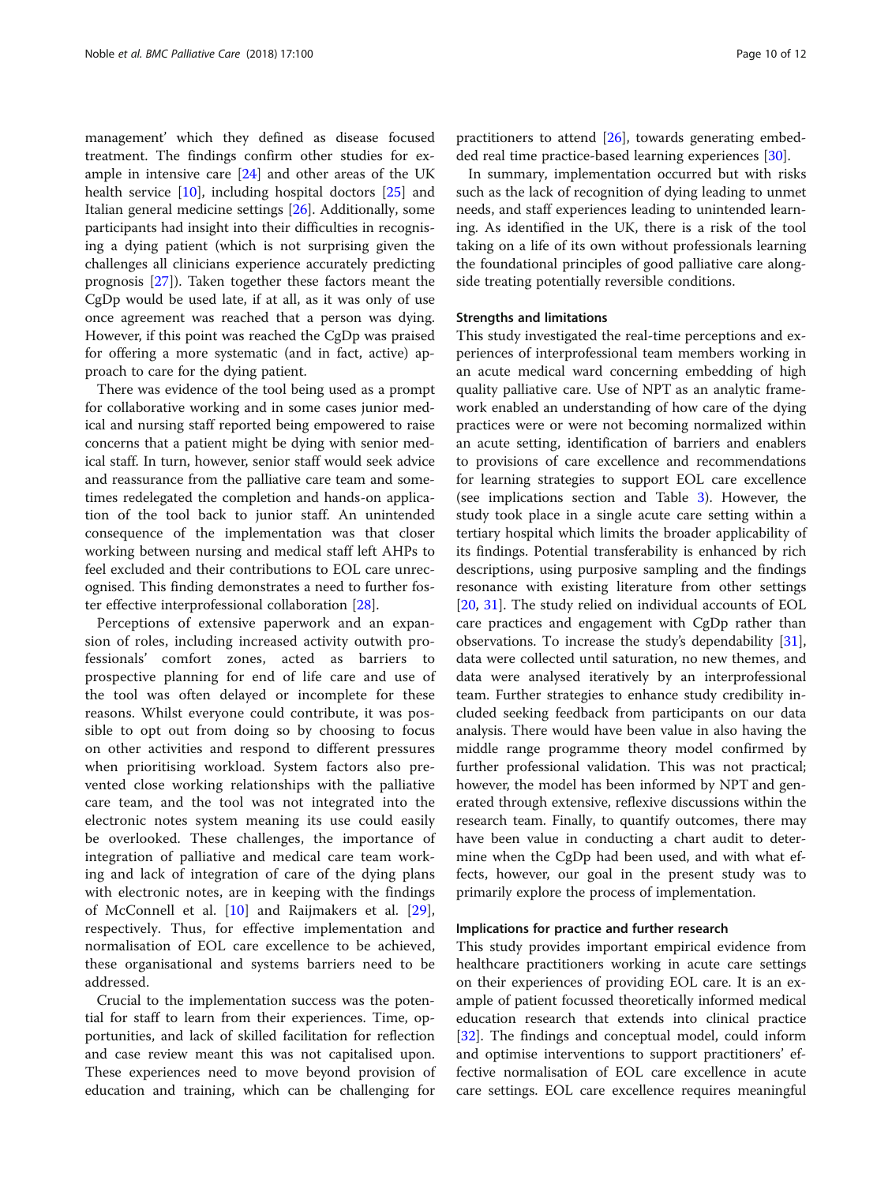management' which they defined as disease focused treatment. The findings confirm other studies for example in intensive care [24] and other areas of the UK health service [10], including hospital doctors [25] and Italian general medicine settings [26]. Additionally, some participants had insight into their difficulties in recognising a dying patient (which is not surprising given the challenges all clinicians experience accurately predicting prognosis [27]). Taken together these factors meant the CgDp would be used late, if at all, as it was only of use once agreement was reached that a person was dying. However, if this point was reached the CgDp was praised for offering a more systematic (and in fact, active) approach to care for the dying patient.

There was evidence of the tool being used as a prompt for collaborative working and in some cases junior medical and nursing staff reported being empowered to raise concerns that a patient might be dying with senior medical staff. In turn, however, senior staff would seek advice and reassurance from the palliative care team and sometimes redelegated the completion and hands-on application of the tool back to junior staff. An unintended consequence of the implementation was that closer working between nursing and medical staff left AHPs to feel excluded and their contributions to EOL care unrecognised. This finding demonstrates a need to further foster effective interprofessional collaboration [28].

Perceptions of extensive paperwork and an expansion of roles, including increased activity outwith professionals' comfort zones, acted as barriers to prospective planning for end of life care and use of the tool was often delayed or incomplete for these reasons. Whilst everyone could contribute, it was possible to opt out from doing so by choosing to focus on other activities and respond to different pressures when prioritising workload. System factors also prevented close working relationships with the palliative care team, and the tool was not integrated into the electronic notes system meaning its use could easily be overlooked. These challenges, the importance of integration of palliative and medical care team working and lack of integration of care of the dying plans with electronic notes, are in keeping with the findings of McConnell et al. [10] and Raijmakers et al. [29], respectively. Thus, for effective implementation and normalisation of EOL care excellence to be achieved, these organisational and systems barriers need to be addressed.

Crucial to the implementation success was the potential for staff to learn from their experiences. Time, opportunities, and lack of skilled facilitation for reflection and case review meant this was not capitalised upon. These experiences need to move beyond provision of education and training, which can be challenging for practitioners to attend [26], towards generating embedded real time practice-based learning experiences [30].

In summary, implementation occurred but with risks such as the lack of recognition of dying leading to unmet needs, and staff experiences leading to unintended learning. As identified in the UK, there is a risk of the tool taking on a life of its own without professionals learning the foundational principles of good palliative care alongside treating potentially reversible conditions.

### Strengths and limitations

This study investigated the real-time perceptions and experiences of interprofessional team members working in an acute medical ward concerning embedding of high quality palliative care. Use of NPT as an analytic framework enabled an understanding of how care of the dying practices were or were not becoming normalized within an acute setting, identification of barriers and enablers to provisions of care excellence and recommendations for learning strategies to support EOL care excellence (see implications section and Table 3). However, the study took place in a single acute care setting within a tertiary hospital which limits the broader applicability of its findings. Potential transferability is enhanced by rich descriptions, using purposive sampling and the findings resonance with existing literature from other settings [20, 31]. The study relied on individual accounts of EOL care practices and engagement with CgDp rather than observations. To increase the study's dependability [31], data were collected until saturation, no new themes, and data were analysed iteratively by an interprofessional team. Further strategies to enhance study credibility included seeking feedback from participants on our data analysis. There would have been value in also having the middle range programme theory model confirmed by further professional validation. This was not practical; however, the model has been informed by NPT and generated through extensive, reflexive discussions within the research team. Finally, to quantify outcomes, there may have been value in conducting a chart audit to determine when the CgDp had been used, and with what effects, however, our goal in the present study was to primarily explore the process of implementation.

### Implications for practice and further research

This study provides important empirical evidence from healthcare practitioners working in acute care settings on their experiences of providing EOL care. It is an example of patient focussed theoretically informed medical education research that extends into clinical practice [32]. The findings and conceptual model, could inform and optimise interventions to support practitioners' effective normalisation of EOL care excellence in acute care settings. EOL care excellence requires meaningful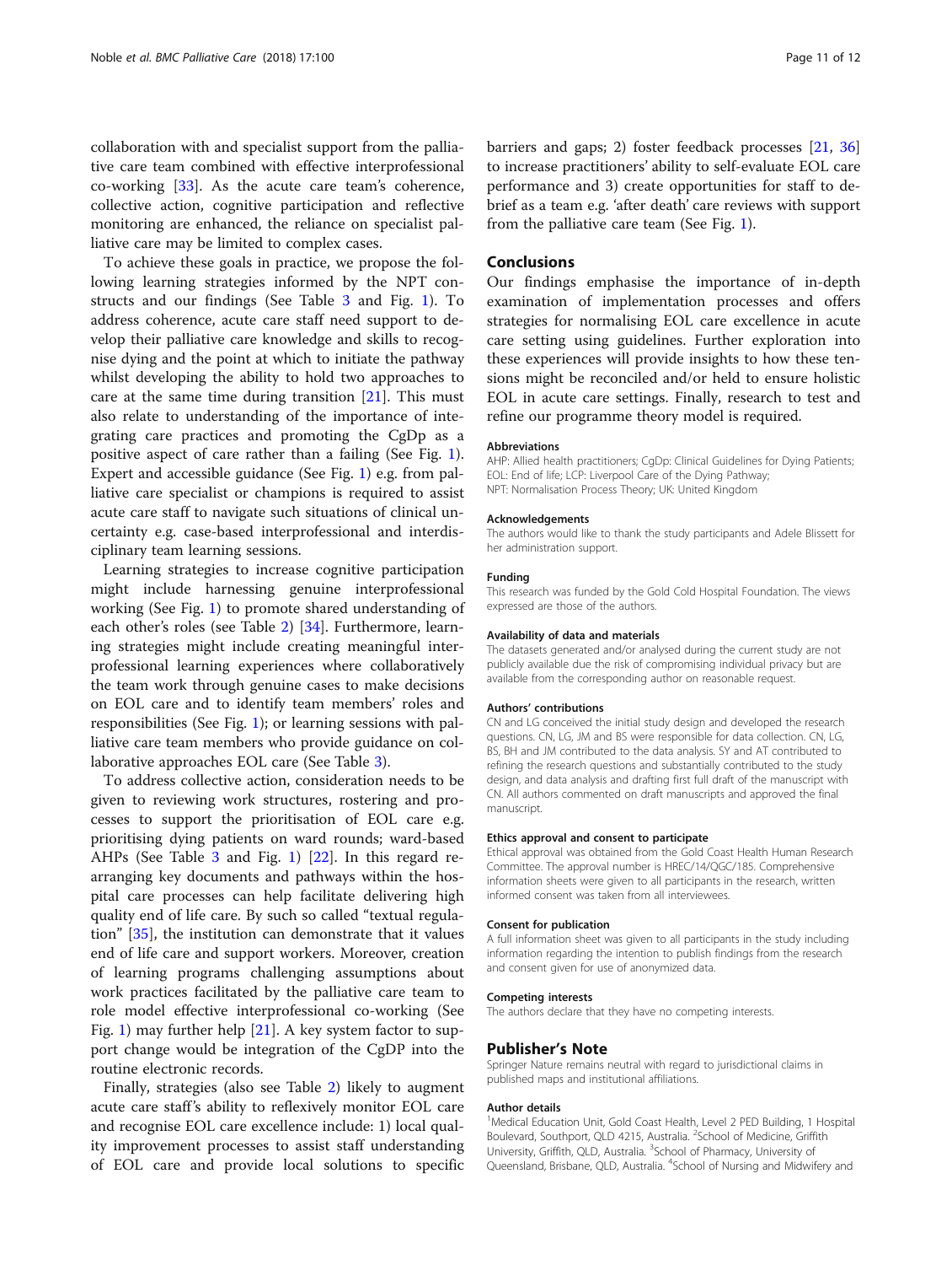collaboration with and specialist support from the palliative care team combined with effective interprofessional co-working [33]. As the acute care team's coherence, collective action, cognitive participation and reflective monitoring are enhanced, the reliance on specialist palliative care may be limited to complex cases.

To achieve these goals in practice, we propose the following learning strategies informed by the NPT constructs and our findings (See Table 3 and Fig. 1). To address coherence, acute care staff need support to develop their palliative care knowledge and skills to recognise dying and the point at which to initiate the pathway whilst developing the ability to hold two approaches to care at the same time during transition [21]. This must also relate to understanding of the importance of integrating care practices and promoting the CgDp as a positive aspect of care rather than a failing (See Fig. 1). Expert and accessible guidance (See Fig. 1) e.g. from palliative care specialist or champions is required to assist acute care staff to navigate such situations of clinical uncertainty e.g. case-based interprofessional and interdisciplinary team learning sessions.

Learning strategies to increase cognitive participation might include harnessing genuine interprofessional working (See Fig. 1) to promote shared understanding of each other's roles (see Table 2) [34]. Furthermore, learning strategies might include creating meaningful interprofessional learning experiences where collaboratively the team work through genuine cases to make decisions on EOL care and to identify team members' roles and responsibilities (See Fig. 1); or learning sessions with palliative care team members who provide guidance on collaborative approaches EOL care (See Table 3).

To address collective action, consideration needs to be given to reviewing work structures, rostering and processes to support the prioritisation of EOL care e.g. prioritising dying patients on ward rounds; ward-based AHPs (See Table 3 and Fig. 1) [22]. In this regard rearranging key documents and pathways within the hospital care processes can help facilitate delivering high quality end of life care. By such so called "textual regulation" [35], the institution can demonstrate that it values end of life care and support workers. Moreover, creation of learning programs challenging assumptions about work practices facilitated by the palliative care team to role model effective interprofessional co-working (See Fig. 1) may further help [21]. A key system factor to support change would be integration of the CgDP into the routine electronic records.

Finally, strategies (also see Table 2) likely to augment acute care staff's ability to reflexively monitor EOL care and recognise EOL care excellence include: 1) local quality improvement processes to assist staff understanding of EOL care and provide local solutions to specific barriers and gaps; 2) foster feedback processes [21, 36] to increase practitioners' ability to self-evaluate EOL care performance and 3) create opportunities for staff to debrief as a team e.g. 'after death' care reviews with support from the palliative care team (See Fig. 1).

## Conclusions

Our findings emphasise the importance of in-depth examination of implementation processes and offers strategies for normalising EOL care excellence in acute care setting using guidelines. Further exploration into these experiences will provide insights to how these tensions might be reconciled and/or held to ensure holistic EOL in acute care settings. Finally, research to test and refine our programme theory model is required.

#### Abbreviations

AHP: Allied health practitioners; CgDp: Clinical Guidelines for Dying Patients; EOL: End of life; LCP: Liverpool Care of the Dying Pathway; NPT: Normalisation Process Theory; UK: United Kingdom

#### Acknowledgements

The authors would like to thank the study participants and Adele Blissett for her administration support.

#### Funding

This research was funded by the Gold Cold Hospital Foundation. The views expressed are those of the authors.

#### Availability of data and materials

The datasets generated and/or analysed during the current study are not publicly available due the risk of compromising individual privacy but are available from the corresponding author on reasonable request.

#### Authors' contributions

CN and LG conceived the initial study design and developed the research questions. CN, LG, JM and BS were responsible for data collection. CN, LG, BS, BH and JM contributed to the data analysis. SY and AT contributed to refining the research questions and substantially contributed to the study design, and data analysis and drafting first full draft of the manuscript with CN. All authors commented on draft manuscripts and approved the final manuscript.

#### Ethics approval and consent to participate

Ethical approval was obtained from the Gold Coast Health Human Research Committee. The approval number is HREC/14/QGC/185. Comprehensive information sheets were given to all participants in the research, written informed consent was taken from all interviewees.

#### Consent for publication

A full information sheet was given to all participants in the study including information regarding the intention to publish findings from the research and consent given for use of anonymized data.

#### Competing interests

The authors declare that they have no competing interests.

## Publisher's Note

Springer Nature remains neutral with regard to jurisdictional claims in published maps and institutional affiliations.

#### Author details

[1]Medical Education Unit, Gold Coast Health, Level 2 PED Building, 1 Hospital Boulevard, Southport, QLD 4215, Australia. [2]School of Medicine, Griffith University, Griffith, QLD, Australia. [3]School of Pharmacy, University of Queensland, Brisbane, QLD, Australia. [4]School of Nursing and Midwifery and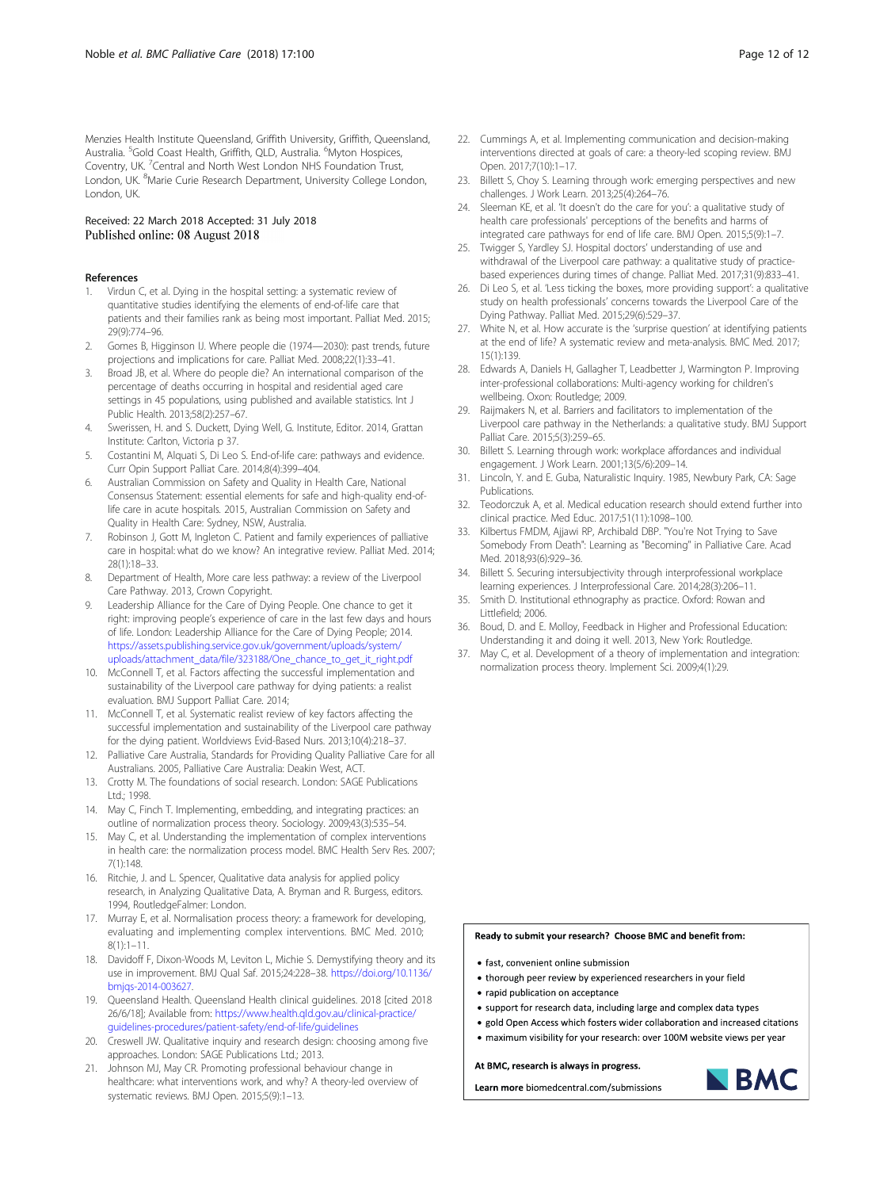Menzies Health Institute Queensland, Griffith University, Griffith, Queensland, Australia. [5]Gold Coast Health, Griffith, QLD, Australia. [6]Myton Hospices, Coventry, UK. [7]Central and North West London NHS Foundation Trust, London, UK. [8]Marie Curie Research Department, University College London, London, UK.

Received: 22 March 2018 Accepted: 31 July 2018
Published online: 08 August 2018

## References

1. Virdun C, et al. Dying in the hospital setting: a systematic review of quantitative studies identifying the elements of end-of-life care that patients and their families rank as being most important. Palliat Med. 2015; 29(9):774–96.
2. Gomes B, Higginson IJ. Where people die (1974—2030): past trends, future projections and implications for care. Palliat Med. 2008;22(1):33–41.
3. Broad JB, et al. Where do people die? An international comparison of the percentage of deaths occurring in hospital and residential aged care settings in 45 populations, using published and available statistics. Int J Public Health. 2013;58(2):257–67.
4. Swerissen, H. and S. Duckett, Dying Well, G. Institute, Editor. 2014, Grattan Institute: Carlton, Victoria p 37.
5. Costantini M, Alquati S, Di Leo S. End-of-life care: pathways and evidence. Curr Opin Support Palliat Care. 2014;8(4):399–404.
6. Australian Commission on Safety and Quality in Health Care, National Consensus Statement: essential elements for safe and high-quality end-of-life care in acute hospitals. 2015, Australian Commission on Safety and Quality in Health Care: Sydney, NSW, Australia.
7. Robinson J, Gott M, Ingleton C. Patient and family experiences of palliative care in hospital: what do we know? An integrative review. Palliat Med. 2014; 28(1):18–33.
8. Department of Health, More care less pathway: a review of the Liverpool Care Pathway. 2013, Crown Copyright.
9. Leadership Alliance for the Care of Dying People. One chance to get it right: improving people's experience of care in the last few days and hours of life. London: Leadership Alliance for the Care of Dying People; 2014. https://assets.publishing.service.gov.uk/government/uploads/system/uploads/attachment_data/file/323188/One_chance_to_get_it_right.pdf
10. McConnell T, et al. Factors affecting the successful implementation and sustainability of the Liverpool care pathway for dying patients: a realist evaluation. BMJ Support Palliat Care. 2014;
11. McConnell T, et al. Systematic realist review of key factors affecting the successful implementation and sustainability of the Liverpool care pathway for the dying patient. Worldviews Evid-Based Nurs. 2013;10(4):218–37.
12. Palliative Care Australia, Standards for Providing Quality Palliative Care for all Australians. 2005, Palliative Care Australia: Deakin West, ACT.
13. Crotty M. The foundations of social research. London: SAGE Publications Ltd.; 1998.
14. May C, Finch T. Implementing, embedding, and integrating practices: an outline of normalization process theory. Sociology. 2009;43(3):535–54.
15. May C, et al. Understanding the implementation of complex interventions in health care: the normalization process model. BMC Health Serv Res. 2007; 7(1):148.
16. Ritchie, J. and L. Spencer, Qualitative data analysis for applied policy research, in Analyzing Qualitative Data, A. Bryman and R. Burgess, editors. 1994, RoutledgeFalmer: London.
17. Murray E, et al. Normalisation process theory: a framework for developing, evaluating and implementing complex interventions. BMC Med. 2010; 8(1):1–11.
18. Davidoff F, Dixon-Woods M, Leviton L, Michie S. Demystifying theory and its use in improvement. BMJ Qual Saf. 2015;24:228–38. https://doi.org/10.1136/bmjqs-2014-003627.
19. Queensland Health. Queensland Health clinical guidelines. 2018 [cited 2018 26/6/18]; Available from: https://www.health.qld.gov.au/clinical-practice/guidelines-procedures/patient-safety/end-of-life/guidelines
20. Creswell JW. Qualitative inquiry and research design: choosing among five approaches. London: SAGE Publications Ltd.; 2013.
21. Johnson MJ, May CR. Promoting professional behaviour change in healthcare: what interventions work, and why? A theory-led overview of systematic reviews. BMJ Open. 2015;5(9):1–13.
22. Cummings A, et al. Implementing communication and decision-making interventions directed at goals of care: a theory-led scoping review. BMJ Open. 2017;7(10):1–17.
23. Billett S, Choy S. Learning through work: emerging perspectives and new challenges. J Work Learn. 2013;25(4):264–76.
24. Sleeman KE, et al. 'It doesn't do the care for you': a qualitative study of health care professionals' perceptions of the benefits and harms of integrated care pathways for end of life care. BMJ Open. 2015;5(9):1–7.
25. Twigger S, Yardley SJ. Hospital doctors' understanding of use and withdrawal of the Liverpool care pathway: a qualitative study of practice-based experiences during times of change. Palliat Med. 2017;31(9):833–41.
26. Di Leo S, et al. 'Less ticking the boxes, more providing support': a qualitative study on health professionals' concerns towards the Liverpool Care of the Dying Pathway. Palliat Med. 2015;29(6):529–37.
27. White N, et al. How accurate is the 'surprise question' at identifying patients at the end of life? A systematic review and meta-analysis. BMC Med. 2017; 15(1):139.
28. Edwards A, Daniels H, Gallagher T, Leadbetter J, Warmington P. Improving inter-professional collaborations: Multi-agency working for children's wellbeing. Oxon: Routledge; 2009.
29. Raijmakers N, et al. Barriers and facilitators to implementation of the Liverpool care pathway in the Netherlands: a qualitative study. BMJ Support Palliat Care. 2015;5(3):259–65.
30. Billett S. Learning through work: workplace affordances and individual engagement. J Work Learn. 2001;13(5/6):209–14.
31. Lincoln, Y. and E. Guba, Naturalistic Inquiry. 1985, Newbury Park, CA: Sage Publications.
32. Teodorczuk A, et al. Medical education research should extend further into clinical practice. Med Educ. 2017;51(11):1098–100.
33. Kilbertus FMDM, Ajjawi RP, Archibald DBP. "You're Not Trying to Save Somebody From Death": Learning as "Becoming" in Palliative Care. Acad Med. 2018;93(6):929–36.
34. Billett S. Securing intersubjectivity through interprofessional workplace learning experiences. J Interprofessional Care. 2014;28(3):206–11.
35. Smith D. Institutional ethnography as practice. Oxford: Rowan and Littlefield; 2006.
36. Boud, D. and E. Molloy, Feedback in Higher and Professional Education: Understanding it and doing it well. 2013, New York: Routledge.
37. May C, et al. Development of a theory of implementation and integration: normalization process theory. Implement Sci. 2009;4(1):29.

**Ready to submit your research? Choose BMC and benefit from:**

- fast, convenient online submission
- thorough peer review by experienced researchers in your field
- rapid publication on acceptance
- support for research data, including large and complex data types
- gold Open Access which fosters wider collaboration and increased citations
- maximum visibility for your research: over 100M website views per year

**At BMC, research is always in progress.**

**Learn more** biomedcentral.com/submissions

BMC